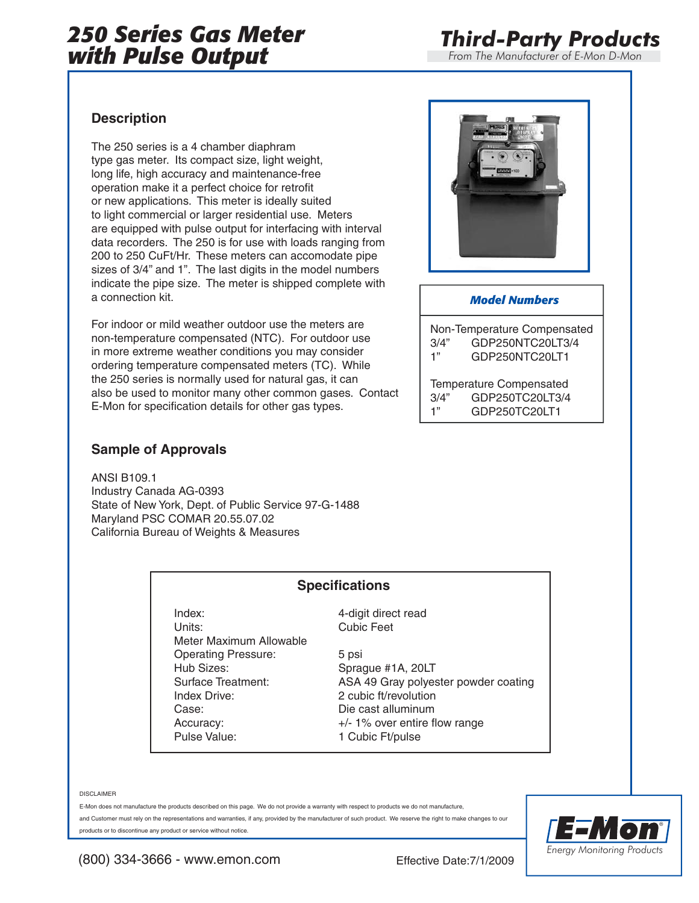# 250 Series Gas Meter with Pulse Output

## Third-Party Products

*From The Manufacturer of E-Mon D-Mon*

### Description

The 250 series is a 4 chamber diaphram type gas meter. Its compact size, light weight, long life, high accuracy and maintenance-free operation make it a perfect choice for retrofit or new applications. This meter is ideally suited to light commercial or larger residential use. Meters are equipped with pulse output for interfacing with interval data recorders. The 250 is for use with loads ranging from 200 to 250 CuFt/Hr. These meters can accomodate pipe sizes of 3/4" and 1". The last digits in the model numbers indicate the pipe size. The meter is shipped complete with a connection kit.

For indoor or mild weather outdoor use the meters are non-temperature compensated (NTC). For outdoor use in more extreme weather conditions you may consider ordering temperature compensated meters (TC). While the 250 series is normally used for natural gas, it can also be used to monitor many other common gases. Contact E-Mon for specification details for other gas types.

### Model Numbers

**Non-Temperature Compensated**

| Size | Model |
|---|---|
| 3/4" | GDP250NTC20LT3/4 |
| 1" | GDP250NTC20LT1 |

**Temperature Compensated**

| Size | Model |
|---|---|
| 3/4" | GDP250TC20LT3/4 |
| 1" | GDP250TC20LT1 |

### Sample of Approvals

ANSI B109.1
Industry Canada AG-0393
State of New York, Dept. of Public Service 97-G-1488
Maryland PSC COMAR 20.55.07.02
California Bureau of Weights & Measures

### Specifications

| | |
|---|---|
| Index: | 4-digit direct read |
| Units: | Cubic Feet |
| Meter Maximum Allowable Operating Pressure: | 5 psi |
| Hub Sizes: | Sprague #1A, 20LT |
| Surface Treatment: | ASA 49 Gray polyester powder coating |
| Index Drive: | 2 cubic ft/revolution |
| Case: | Die cast alluminum |
| Accuracy: | +/- 1% over entire flow range |
| Pulse Value: | 1 Cubic Ft/pulse |

DISCLAIMER

E-Mon does not manufacture the products described on this page. We do not provide a warranty with respect to products we do not manufacture, and Customer must rely on the representations and warranties, if any, provided by the manufacturer of such product. We reserve the right to make changes to our products or to discontinue any product or service without notice.

(800) 334-3666 - www.emon.com

Effective Date:7/1/2009

E-Mon® *Energy Monitoring Products*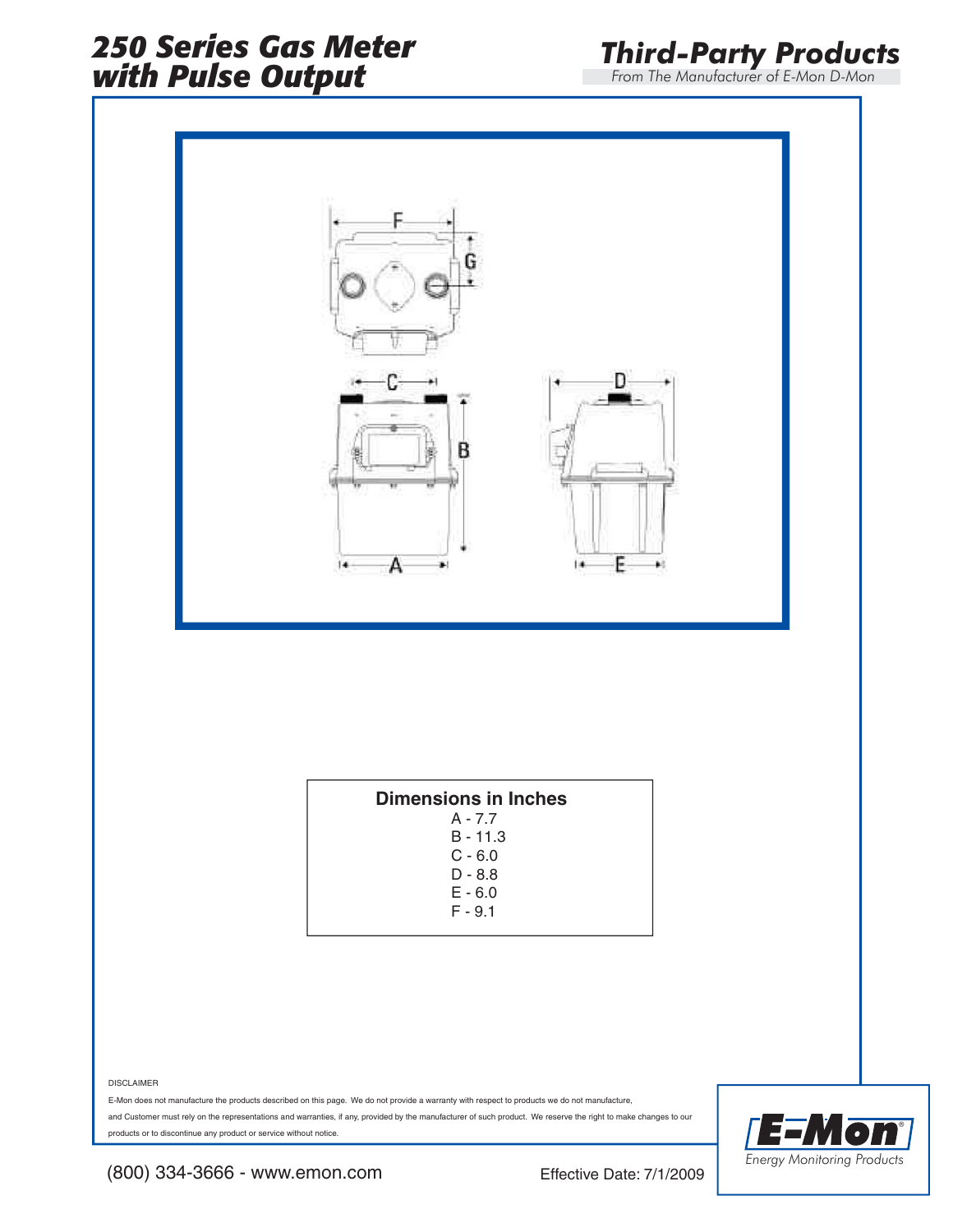# 250 Series Gas Meter with Pulse Output

## Third-Party Products

*From The Manufacturer of E-Mon D-Mon*

F
G
C
B
D
A
E

**Dimensions in Inches**

A - 7.7
B - 11.3
C - 6.0
D - 8.8
E - 6.0
F - 9.1

DISCLAIMER

E-Mon does not manufacture the products described on this page. We do not provide a warranty with respect to products we do not manufacture, and Customer must rely on the representations and warranties, if any, provided by the manufacturer of such product. We reserve the right to make changes to our products or to discontinue any product or service without notice.

(800) 334-3666 - www.emon.com

Effective Date: 7/1/2009

E-Mon® Energy Monitoring Products